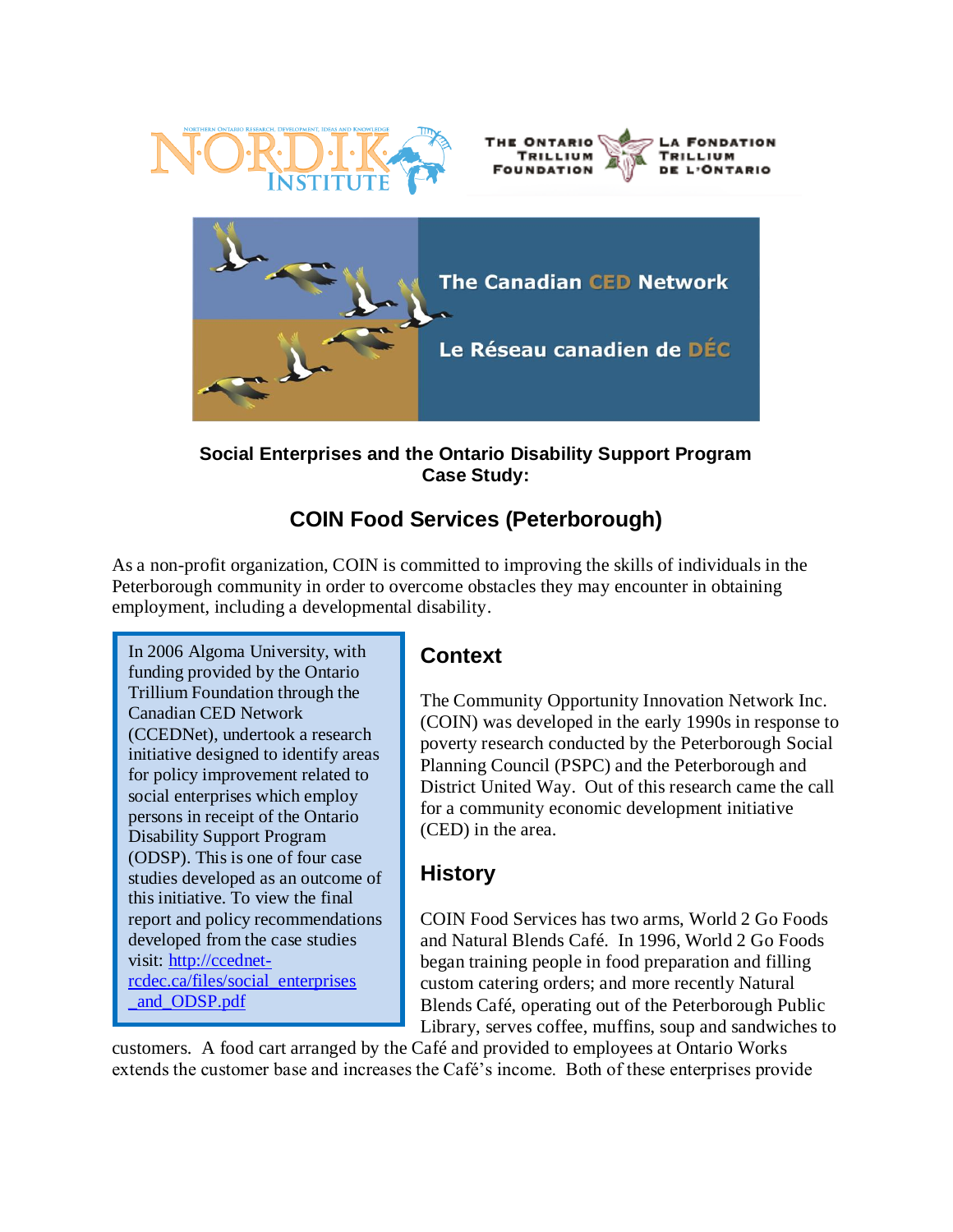**Social Enterprises and the Ontario Disability Support Program Case Study:**

## COIN Food Services (Peterborough)

As a non-profit organization, COIN is committed to improving the skills of individuals in the Peterborough community in order to overcome obstacles they may encounter in obtaining employment, including a developmental disability.

> In 2006 Algoma University, with funding provided by the Ontario Trillium Foundation through the Canadian CED Network (CCEDNet), undertook a research initiative designed to identify areas for policy improvement related to social enterprises which employ persons in receipt of the Ontario Disability Support Program (ODSP). This is one of four case studies developed as an outcome of this initiative. To view the final report and policy recommendations developed from the case studies visit: [http://ccednet-rcdec.ca/files/social_enterprises_and_ODSP.pdf](http://ccednet-rcdec.ca/files/social_enterprises_and_ODSP.pdf)

### Context

The Community Opportunity Innovation Network Inc. (COIN) was developed in the early 1990s in response to poverty research conducted by the Peterborough Social Planning Council (PSPC) and the Peterborough and District United Way. Out of this research came the call for a community economic development initiative (CED) in the area.

### History

COIN Food Services has two arms, World 2 Go Foods and Natural Blends Café. In 1996, World 2 Go Foods began training people in food preparation and filling custom catering orders; and more recently Natural Blends Café, operating out of the Peterborough Public Library, serves coffee, muffins, soup and sandwiches to customers. A food cart arranged by the Café and provided to employees at Ontario Works extends the customer base and increases the Café's income. Both of these enterprises provide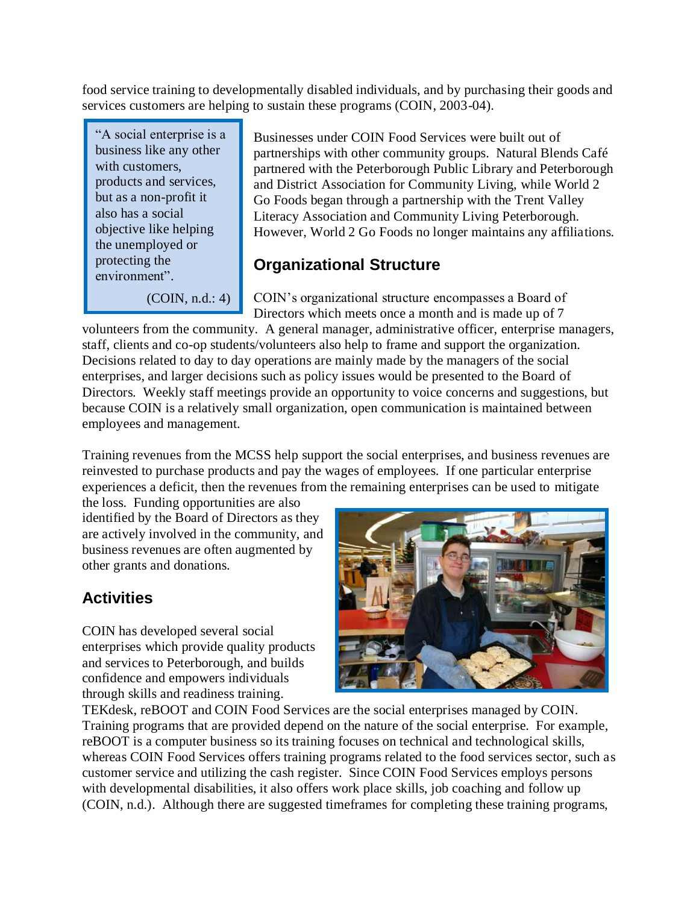food service training to developmentally disabled individuals, and by purchasing their goods and services customers are helping to sustain these programs (COIN, 2003-04).

> "A social enterprise is a business like any other with customers, products and services, but as a non-profit it also has a social objective like helping the unemployed or protecting the environment".
>
> (COIN, n.d.: 4)

Businesses under COIN Food Services were built out of partnerships with other community groups. Natural Blends Café partnered with the Peterborough Public Library and Peterborough and District Association for Community Living, while World 2 Go Foods began through a partnership with the Trent Valley Literacy Association and Community Living Peterborough. However, World 2 Go Foods no longer maintains any affiliations.

## Organizational Structure

COIN's organizational structure encompasses a Board of Directors which meets once a month and is made up of 7 volunteers from the community. A general manager, administrative officer, enterprise managers, staff, clients and co-op students/volunteers also help to frame and support the organization. Decisions related to day to day operations are mainly made by the managers of the social enterprises, and larger decisions such as policy issues would be presented to the Board of Directors. Weekly staff meetings provide an opportunity to voice concerns and suggestions, but because COIN is a relatively small organization, open communication is maintained between employees and management.

Training revenues from the MCSS help support the social enterprises, and business revenues are reinvested to purchase products and pay the wages of employees. If one particular enterprise experiences a deficit, then the revenues from the remaining enterprises can be used to mitigate the loss. Funding opportunities are also identified by the Board of Directors as they are actively involved in the community, and business revenues are often augmented by other grants and donations.

## Activities

COIN has developed several social enterprises which provide quality products and services to Peterborough, and builds confidence and empowers individuals through skills and readiness training. TEKdesk, reBOOT and COIN Food Services are the social enterprises managed by COIN. Training programs that are provided depend on the nature of the social enterprise. For example, reBOOT is a computer business so its training focuses on technical and technological skills, whereas COIN Food Services offers training programs related to the food services sector, such as customer service and utilizing the cash register. Since COIN Food Services employs persons with developmental disabilities, it also offers work place skills, job coaching and follow up (COIN, n.d.). Although there are suggested timeframes for completing these training programs,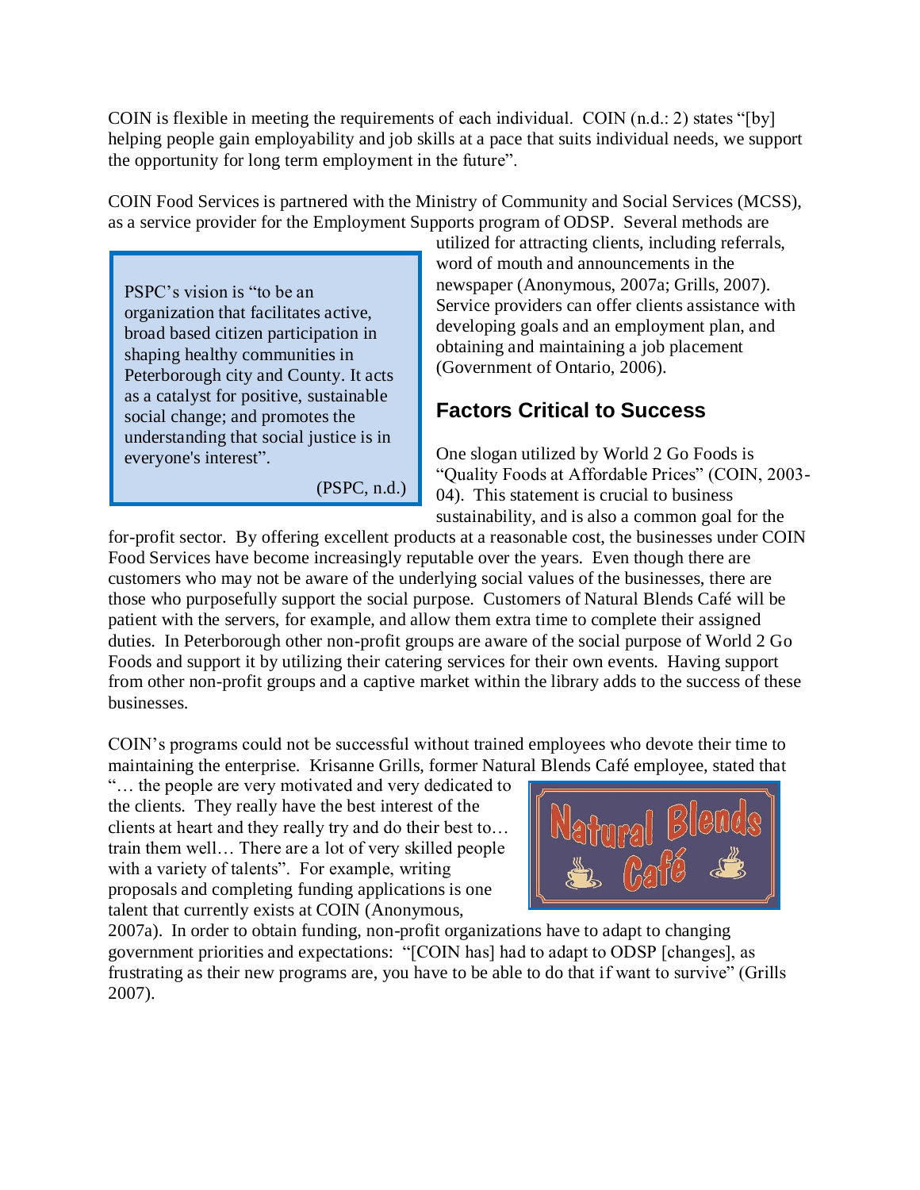COIN is flexible in meeting the requirements of each individual. COIN (n.d.: 2) states "[by] helping people gain employability and job skills at a pace that suits individual needs, we support the opportunity for long term employment in the future".

COIN Food Services is partnered with the Ministry of Community and Social Services (MCSS), as a service provider for the Employment Supports program of ODSP. Several methods are utilized for attracting clients, including referrals, word of mouth and announcements in the newspaper (Anonymous, 2007a; Grills, 2007). Service providers can offer clients assistance with developing goals and an employment plan, and obtaining and maintaining a job placement (Government of Ontario, 2006).

> PSPC's vision is "to be an organization that facilitates active, broad based citizen participation in shaping healthy communities in Peterborough city and County. It acts as a catalyst for positive, sustainable social change; and promotes the understanding that social justice is in everyone's interest".
>
> (PSPC, n.d.)

## Factors Critical to Success

One slogan utilized by World 2 Go Foods is "Quality Foods at Affordable Prices" (COIN, 2003-04). This statement is crucial to business sustainability, and is also a common goal for the for-profit sector. By offering excellent products at a reasonable cost, the businesses under COIN Food Services have become increasingly reputable over the years. Even though there are customers who may not be aware of the underlying social values of the businesses, there are those who purposefully support the social purpose. Customers of Natural Blends Café will be patient with the servers, for example, and allow them extra time to complete their assigned duties. In Peterborough other non-profit groups are aware of the social purpose of World 2 Go Foods and support it by utilizing their catering services for their own events. Having support from other non-profit groups and a captive market within the library adds to the success of these businesses.

COIN's programs could not be successful without trained employees who devote their time to maintaining the enterprise. Krisanne Grills, former Natural Blends Café employee, stated that "… the people are very motivated and very dedicated to the clients. They really have the best interest of the clients at heart and they really try and do their best to… train them well… There are a lot of very skilled people with a variety of talents". For example, writing proposals and completing funding applications is one talent that currently exists at COIN (Anonymous, 2007a). In order to obtain funding, non-profit organizations have to adapt to changing government priorities and expectations: "[COIN has] had to adapt to ODSP [changes], as frustrating as their new programs are, you have to be able to do that if want to survive" (Grills 2007).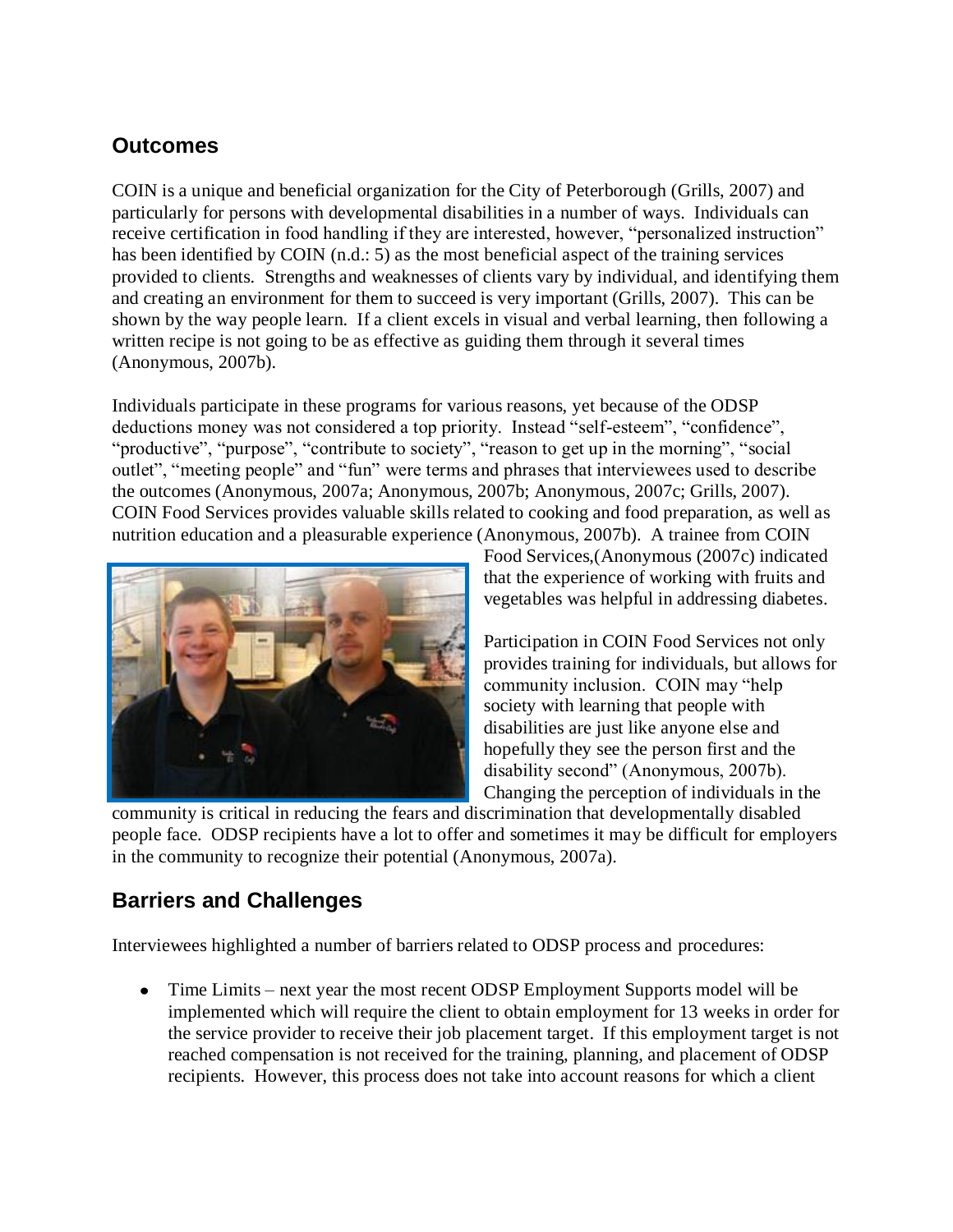## Outcomes

COIN is a unique and beneficial organization for the City of Peterborough (Grills, 2007) and particularly for persons with developmental disabilities in a number of ways. Individuals can receive certification in food handling if they are interested, however, "personalized instruction" has been identified by COIN (n.d.: 5) as the most beneficial aspect of the training services provided to clients. Strengths and weaknesses of clients vary by individual, and identifying them and creating an environment for them to succeed is very important (Grills, 2007). This can be shown by the way people learn. If a client excels in visual and verbal learning, then following a written recipe is not going to be as effective as guiding them through it several times (Anonymous, 2007b).

Individuals participate in these programs for various reasons, yet because of the ODSP deductions money was not considered a top priority. Instead "self-esteem", "confidence", "productive", "purpose", "contribute to society", "reason to get up in the morning", "social outlet", "meeting people" and "fun" were terms and phrases that interviewees used to describe the outcomes (Anonymous, 2007a; Anonymous, 2007b; Anonymous, 2007c; Grills, 2007). COIN Food Services provides valuable skills related to cooking and food preparation, as well as nutrition education and a pleasurable experience (Anonymous, 2007b). A trainee from COIN Food Services,(Anonymous (2007c) indicated that the experience of working with fruits and vegetables was helpful in addressing diabetes.

Participation in COIN Food Services not only provides training for individuals, but allows for community inclusion. COIN may "help society with learning that people with disabilities are just like anyone else and hopefully they see the person first and the disability second" (Anonymous, 2007b). Changing the perception of individuals in the community is critical in reducing the fears and discrimination that developmentally disabled people face. ODSP recipients have a lot to offer and sometimes it may be difficult for employers in the community to recognize their potential (Anonymous, 2007a).

## Barriers and Challenges

Interviewees highlighted a number of barriers related to ODSP process and procedures:

- Time Limits – next year the most recent ODSP Employment Supports model will be implemented which will require the client to obtain employment for 13 weeks in order for the service provider to receive their job placement target. If this employment target is not reached compensation is not received for the training, planning, and placement of ODSP recipients. However, this process does not take into account reasons for which a client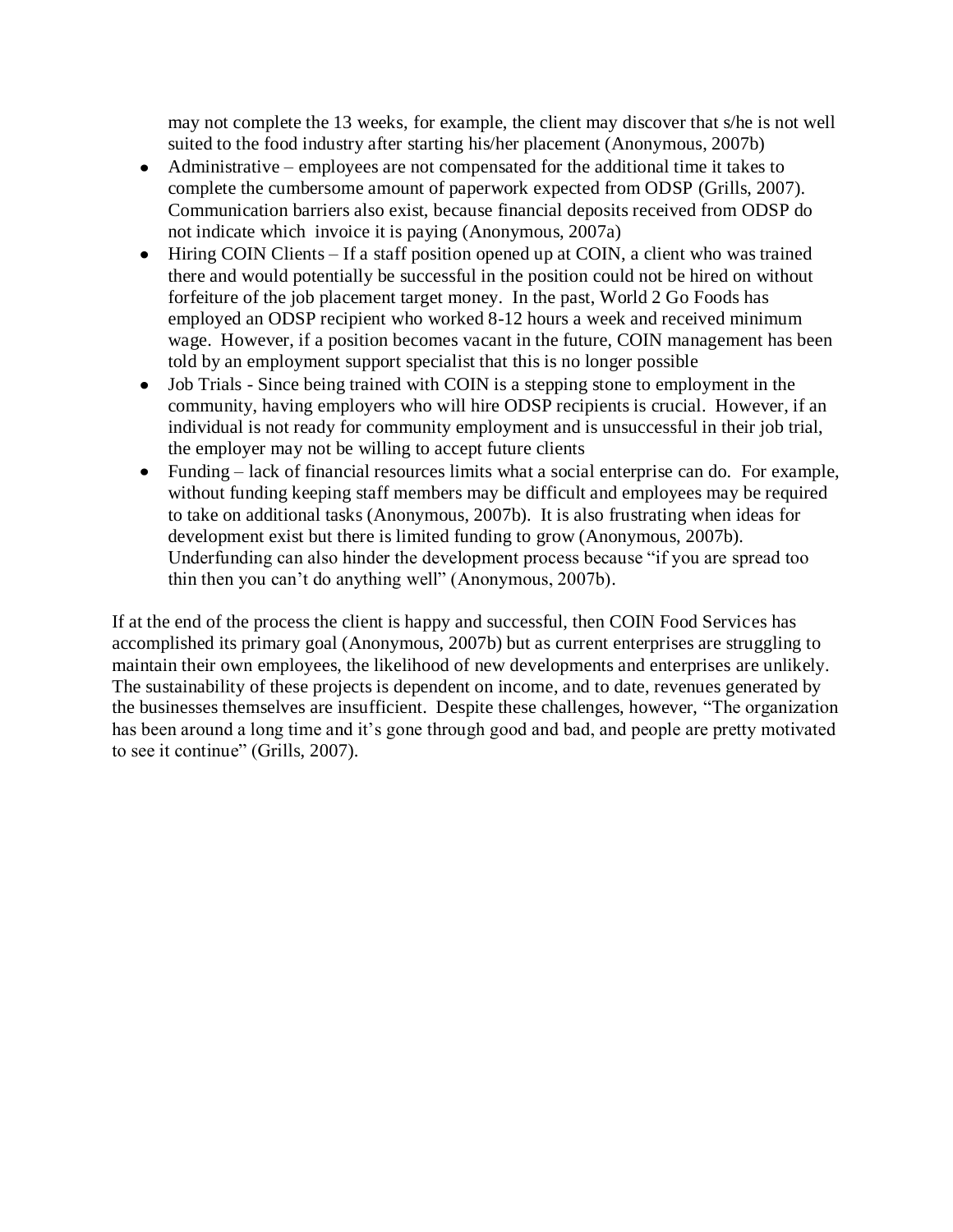may not complete the 13 weeks, for example, the client may discover that s/he is not well suited to the food industry after starting his/her placement (Anonymous, 2007b)

- Administrative – employees are not compensated for the additional time it takes to complete the cumbersome amount of paperwork expected from ODSP (Grills, 2007). Communication barriers also exist, because financial deposits received from ODSP do not indicate which invoice it is paying (Anonymous, 2007a)
- Hiring COIN Clients – If a staff position opened up at COIN, a client who was trained there and would potentially be successful in the position could not be hired on without forfeiture of the job placement target money. In the past, World 2 Go Foods has employed an ODSP recipient who worked 8-12 hours a week and received minimum wage. However, if a position becomes vacant in the future, COIN management has been told by an employment support specialist that this is no longer possible
- Job Trials - Since being trained with COIN is a stepping stone to employment in the community, having employers who will hire ODSP recipients is crucial. However, if an individual is not ready for community employment and is unsuccessful in their job trial, the employer may not be willing to accept future clients
- Funding – lack of financial resources limits what a social enterprise can do. For example, without funding keeping staff members may be difficult and employees may be required to take on additional tasks (Anonymous, 2007b). It is also frustrating when ideas for development exist but there is limited funding to grow (Anonymous, 2007b). Underfunding can also hinder the development process because "if you are spread too thin then you can't do anything well" (Anonymous, 2007b).

If at the end of the process the client is happy and successful, then COIN Food Services has accomplished its primary goal (Anonymous, 2007b) but as current enterprises are struggling to maintain their own employees, the likelihood of new developments and enterprises are unlikely. The sustainability of these projects is dependent on income, and to date, revenues generated by the businesses themselves are insufficient. Despite these challenges, however, "The organization has been around a long time and it's gone through good and bad, and people are pretty motivated to see it continue" (Grills, 2007).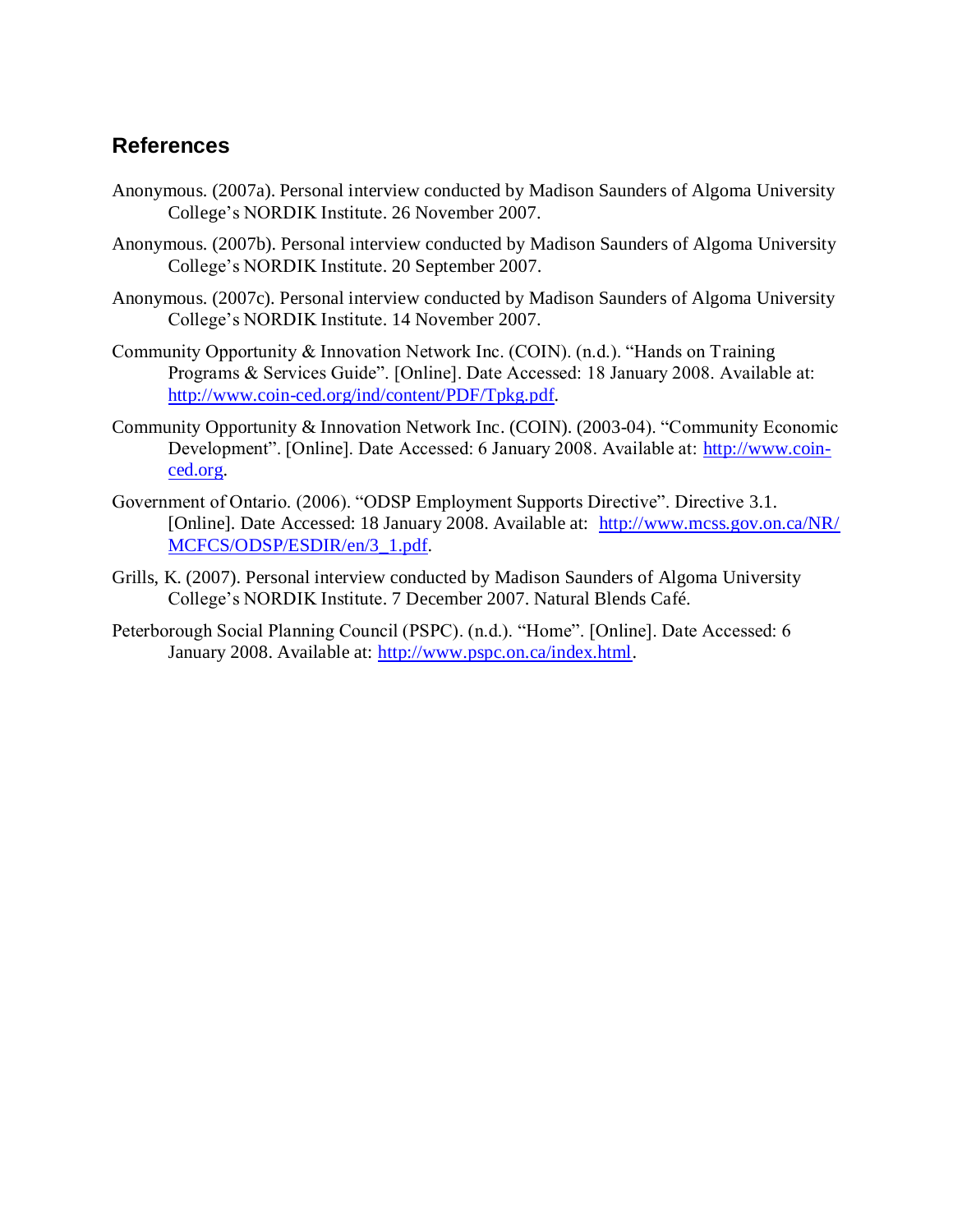## References

Anonymous. (2007a). Personal interview conducted by Madison Saunders of Algoma University College's NORDIK Institute. 26 November 2007.

Anonymous. (2007b). Personal interview conducted by Madison Saunders of Algoma University College's NORDIK Institute. 20 September 2007.

Anonymous. (2007c). Personal interview conducted by Madison Saunders of Algoma University College's NORDIK Institute. 14 November 2007.

Community Opportunity & Innovation Network Inc. (COIN). (n.d.). "Hands on Training Programs & Services Guide". [Online]. Date Accessed: 18 January 2008. Available at: http://www.coin-ced.org/ind/content/PDF/Tpkg.pdf.

Community Opportunity & Innovation Network Inc. (COIN). (2003-04). "Community Economic Development". [Online]. Date Accessed: 6 January 2008. Available at: http://www.coin-ced.org.

Government of Ontario. (2006). "ODSP Employment Supports Directive". Directive 3.1. [Online]. Date Accessed: 18 January 2008. Available at: http://www.mcss.gov.on.ca/NR/MCFCS/ODSP/ESDIR/en/3_1.pdf.

Grills, K. (2007). Personal interview conducted by Madison Saunders of Algoma University College's NORDIK Institute. 7 December 2007. Natural Blends Café.

Peterborough Social Planning Council (PSPC). (n.d.). "Home". [Online]. Date Accessed: 6 January 2008. Available at: http://www.pspc.on.ca/index.html.